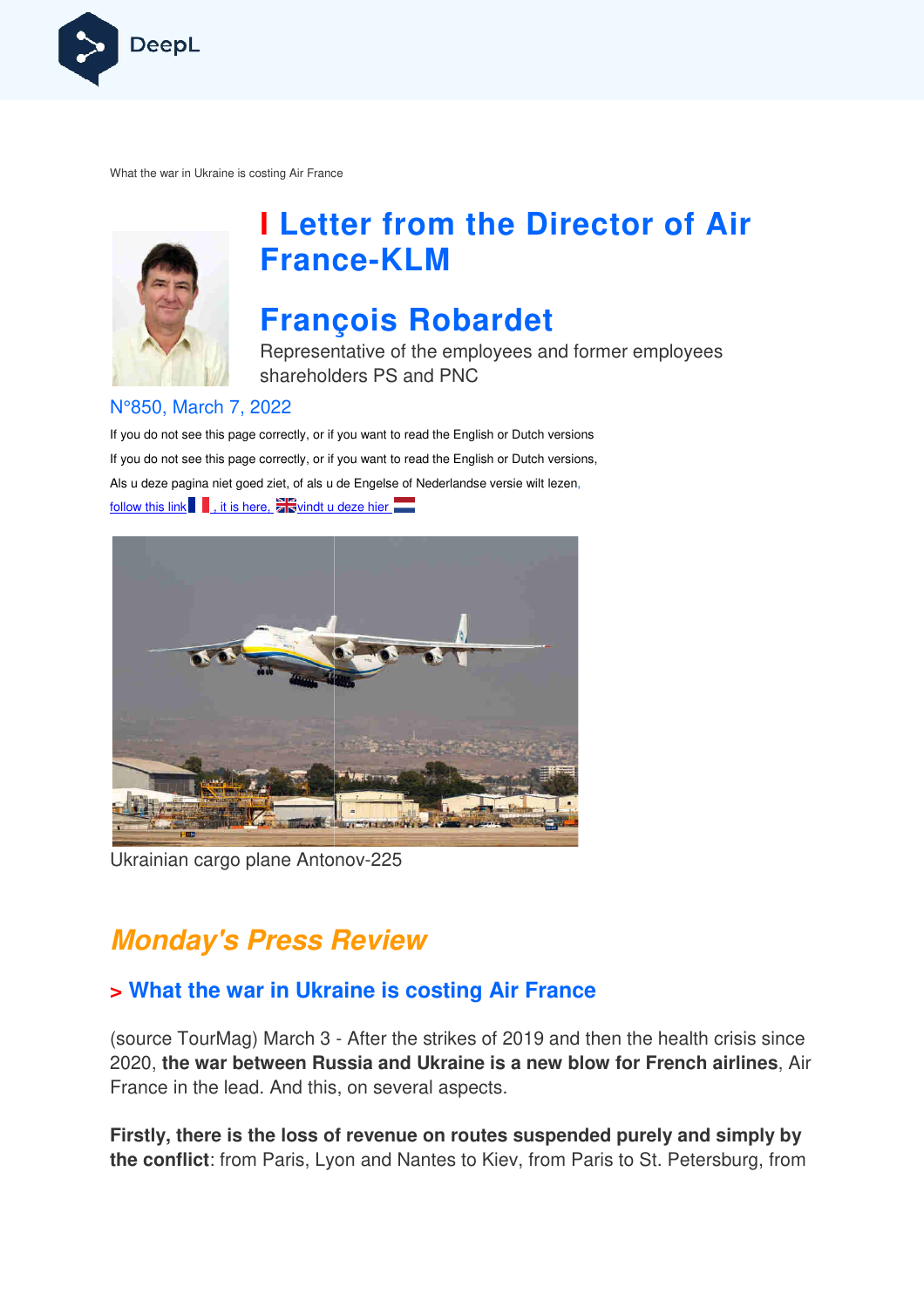What the war in Ukraine is costing Air France

# Letter from the Director of Air France-KLM

## François Robardet

Representative of the employees and former employees shareholders PS and PNC

N°850, March 7, 2022

If you do not see this page correctly, or if you want to read the English or Dutch versions

If you do not see this page correctly, or if you want to read the English or Dutch versions,

Als u deze pagina niet goed ziet, of als u de Engelse of Nederlandse versie wilt lezen,

follow this link , it is here, vindt u deze hier

Ukrainian cargo plane Antonov-225

## *Monday's Press Review*

### > What the war in Ukraine is costing Air France

(source TourMag) March 3 - After the strikes of 2019 and then the health crisis since 2020, **the war between Russia and Ukraine is a new blow for French airlines**, Air France in the lead. And this, on several aspects.

**Firstly, there is the loss of revenue on routes suspended purely and simply by the conflict**: from Paris, Lyon and Nantes to Kiev, from Paris to St. Petersburg, from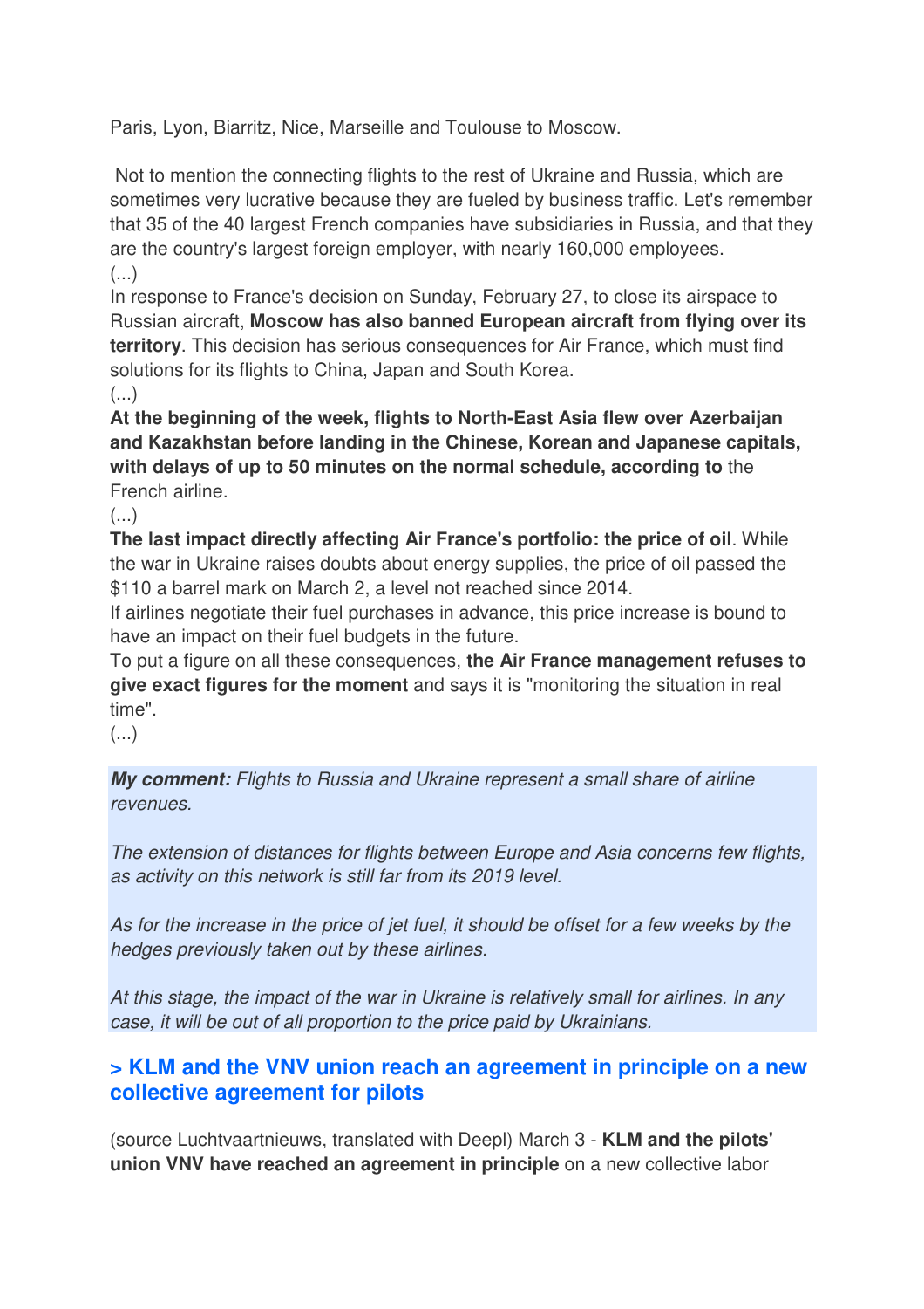Paris, Lyon, Biarritz, Nice, Marseille and Toulouse to Moscow.

Not to mention the connecting flights to the rest of Ukraine and Russia, which are sometimes very lucrative because they are fueled by business traffic. Let's remember that 35 of the 40 largest French companies have subsidiaries in Russia, and that they are the country's largest foreign employer, with nearly 160,000 employees.
(...)
In response to France's decision on Sunday, February 27, to close its airspace to Russian aircraft, **Moscow has also banned European aircraft from flying over its territory**. This decision has serious consequences for Air France, which must find solutions for its flights to China, Japan and South Korea.
(...)
**At the beginning of the week, flights to North-East Asia flew over Azerbaijan and Kazakhstan before landing in the Chinese, Korean and Japanese capitals, with delays of up to 50 minutes on the normal schedule, according to** the French airline.
(...)
**The last impact directly affecting Air France's portfolio: the price of oil**. While the war in Ukraine raises doubts about energy supplies, the price of oil passed the $110 a barrel mark on March 2, a level not reached since 2014.
If airlines negotiate their fuel purchases in advance, this price increase is bound to have an impact on their fuel budgets in the future.
To put a figure on all these consequences, **the Air France management refuses to give exact figures for the moment** and says it is "monitoring the situation in real time".
(...)

***My comment:*** *Flights to Russia and Ukraine represent a small share of airline revenues.*

*The extension of distances for flights between Europe and Asia concerns few flights, as activity on this network is still far from its 2019 level.*

*As for the increase in the price of jet fuel, it should be offset for a few weeks by the hedges previously taken out by these airlines.*

*At this stage, the impact of the war in Ukraine is relatively small for airlines. In any case, it will be out of all proportion to the price paid by Ukrainians.*

## > KLM and the VNV union reach an agreement in principle on a new collective agreement for pilots

(source Luchtvaartnieuws, translated with Deepl) March 3 - **KLM and the pilots' union VNV have reached an agreement in principle** on a new collective labor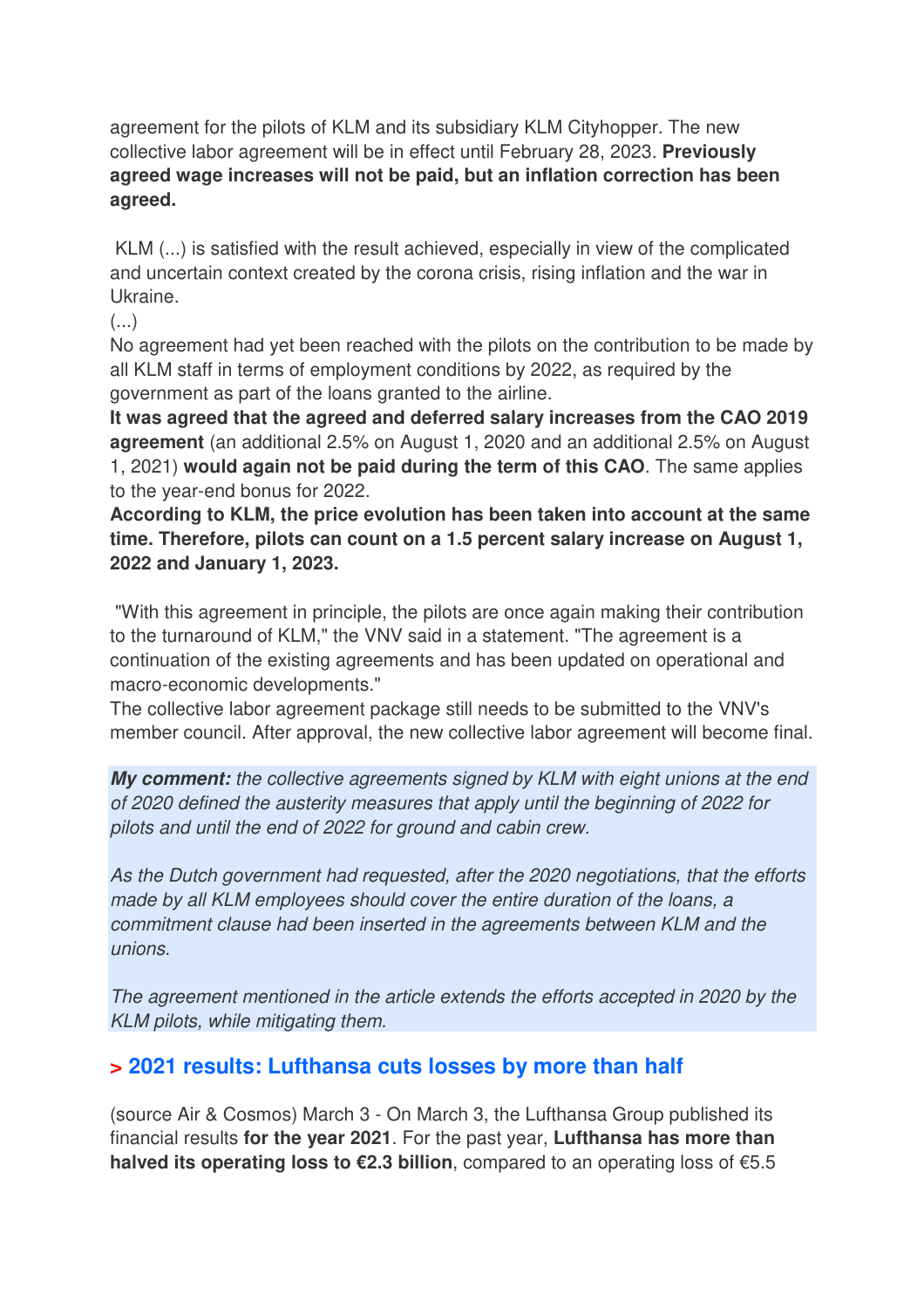agreement for the pilots of KLM and its subsidiary KLM Cityhopper. The new collective labor agreement will be in effect until February 28, 2023. **Previously agreed wage increases will not be paid, but an inflation correction has been agreed.**

KLM (...) is satisfied with the result achieved, especially in view of the complicated and uncertain context created by the corona crisis, rising inflation and the war in Ukraine.

(...)

No agreement had yet been reached with the pilots on the contribution to be made by all KLM staff in terms of employment conditions by 2022, as required by the government as part of the loans granted to the airline.

**It was agreed that the agreed and deferred salary increases from the CAO 2019 agreement** (an additional 2.5% on August 1, 2020 and an additional 2.5% on August 1, 2021) **would again not be paid during the term of this CAO**. The same applies to the year-end bonus for 2022.

**According to KLM, the price evolution has been taken into account at the same time. Therefore, pilots can count on a 1.5 percent salary increase on August 1, 2022 and January 1, 2023.**

"With this agreement in principle, the pilots are once again making their contribution to the turnaround of KLM," the VNV said in a statement. "The agreement is a continuation of the existing agreements and has been updated on operational and macro-economic developments."

The collective labor agreement package still needs to be submitted to the VNV's member council. After approval, the new collective labor agreement will become final.

***My comment:*** *the collective agreements signed by KLM with eight unions at the end of 2020 defined the austerity measures that apply until the beginning of 2022 for pilots and until the end of 2022 for ground and cabin crew.*

*As the Dutch government had requested, after the 2020 negotiations, that the efforts made by all KLM employees should cover the entire duration of the loans, a commitment clause had been inserted in the agreements between KLM and the unions.*

*The agreement mentioned in the article extends the efforts accepted in 2020 by the KLM pilots, while mitigating them.*

## > 2021 results: Lufthansa cuts losses by more than half

(source Air & Cosmos) March 3 - On March 3, the Lufthansa Group published its financial results **for the year 2021**. For the past year, **Lufthansa has more than halved its operating loss to €2.3 billion**, compared to an operating loss of €5.5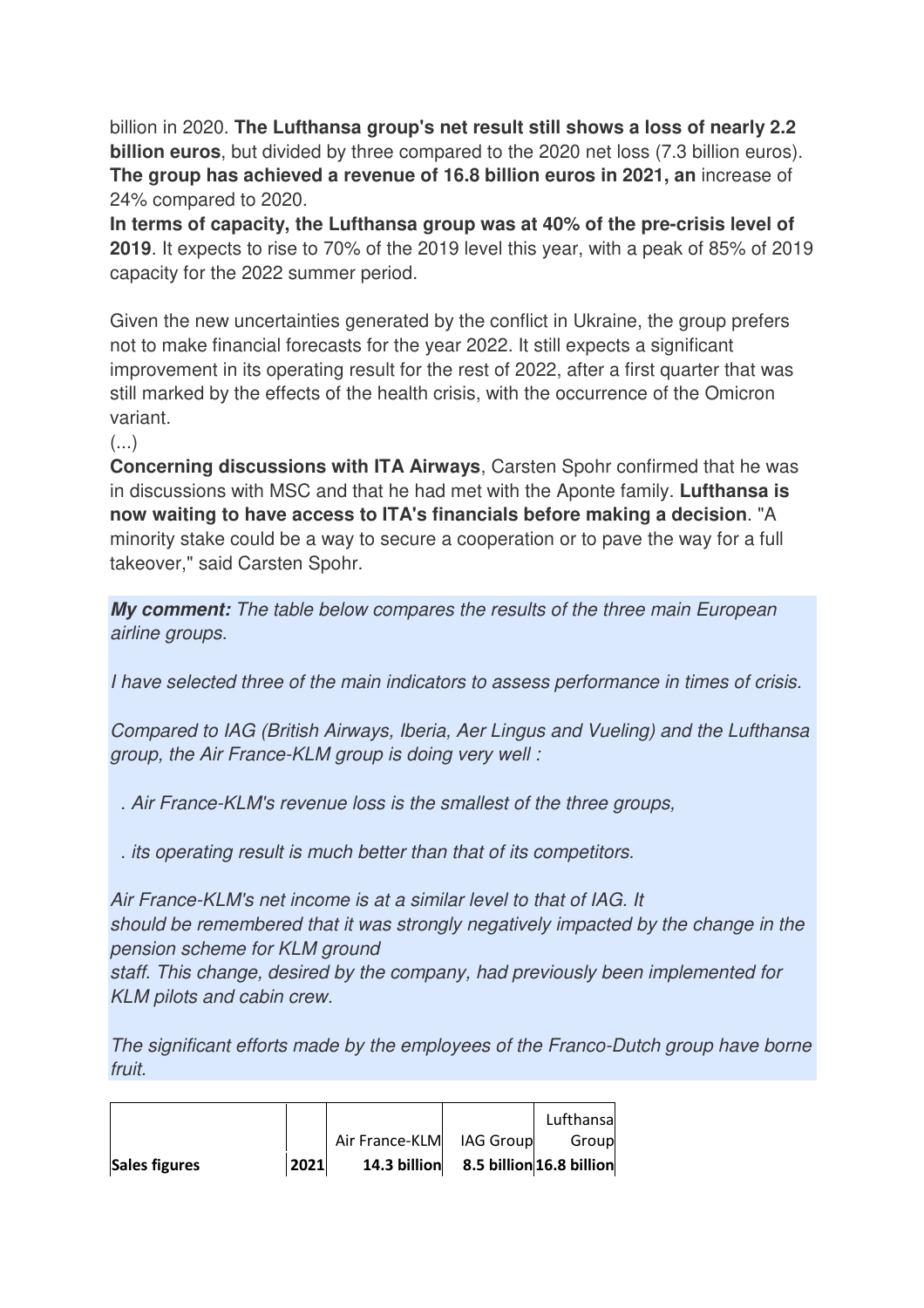billion in 2020. **The Lufthansa group's net result still shows a loss of nearly 2.2 billion euros**, but divided by three compared to the 2020 net loss (7.3 billion euros). **The group has achieved a revenue of 16.8 billion euros in 2021, an** increase of 24% compared to 2020.

**In terms of capacity, the Lufthansa group was at 40% of the pre-crisis level of 2019**. It expects to rise to 70% of the 2019 level this year, with a peak of 85% of 2019 capacity for the 2022 summer period.

Given the new uncertainties generated by the conflict in Ukraine, the group prefers not to make financial forecasts for the year 2022. It still expects a significant improvement in its operating result for the rest of 2022, after a first quarter that was still marked by the effects of the health crisis, with the occurrence of the Omicron variant.

(...)

**Concerning discussions with ITA Airways**, Carsten Spohr confirmed that he was in discussions with MSC and that he had met with the Aponte family. **Lufthansa is now waiting to have access to ITA's financials before making a decision**. "A minority stake could be a way to secure a cooperation or to pave the way for a full takeover," said Carsten Spohr.

***My comment:*** *The table below compares the results of the three main European airline groups.*

*I have selected three of the main indicators to assess performance in times of crisis.*

*Compared to IAG (British Airways, Iberia, Aer Lingus and Vueling) and the Lufthansa group, the Air France-KLM group is doing very well :*

*. Air France-KLM's revenue loss is the smallest of the three groups,*

*. its operating result is much better than that of its competitors.*

*Air France-KLM's net income is at a similar level to that of IAG. It should be remembered that it was strongly negatively impacted by the change in the pension scheme for KLM ground staff. This change, desired by the company, had previously been implemented for KLM pilots and cabin crew.*

*The significant efforts made by the employees of the Franco-Dutch group have borne fruit.*

| | | Air France-KLM | IAG Group | Lufthansa Group |
|---|---|---|---|---|
| **Sales figures** | **2021** | **14.3 billion** | **8.5 billion** | **16.8 billion** |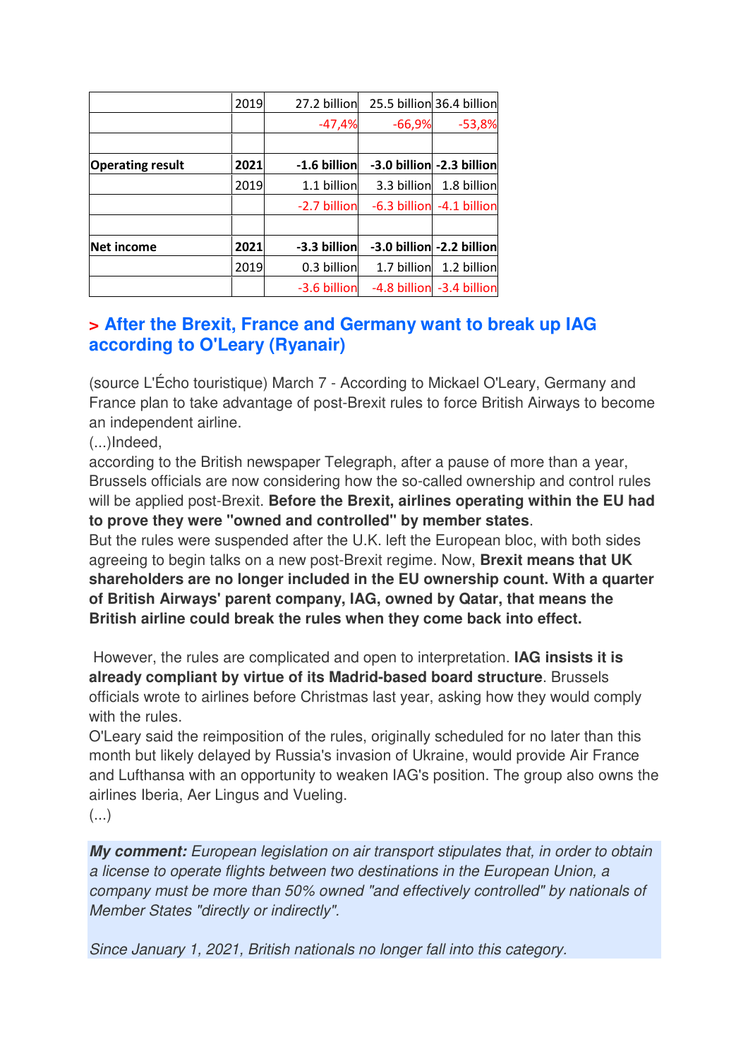| | 2019 | 27.2 billion | 25.5 billion | 36.4 billion |
|---|---|---|---|---|
| | | -47,4% | -66,9% | -53,8% |
| | | | | |
| **Operating result** | **2021** | **-1.6 billion** | **-3.0 billion** | **-2.3 billion** |
| | 2019 | 1.1 billion | 3.3 billion | 1.8 billion |
| | | -2.7 billion | -6.3 billion | -4.1 billion |
| | | | | |
| **Net income** | **2021** | **-3.3 billion** | **-3.0 billion** | **-2.2 billion** |
| | 2019 | 0.3 billion | 1.7 billion | 1.2 billion |
| | | -3.6 billion | -4.8 billion | -3.4 billion |

## > After the Brexit, France and Germany want to break up IAG according to O'Leary (Ryanair)

(source L'Écho touristique) March 7 - According to Mickael O'Leary, Germany and France plan to take advantage of post-Brexit rules to force British Airways to become an independent airline.
(...)Indeed,
according to the British newspaper Telegraph, after a pause of more than a year, Brussels officials are now considering how the so-called ownership and control rules will be applied post-Brexit. **Before the Brexit, airlines operating within the EU had to prove they were "owned and controlled" by member states**.
But the rules were suspended after the U.K. left the European bloc, with both sides agreeing to begin talks on a new post-Brexit regime. Now, **Brexit means that UK shareholders are no longer included in the EU ownership count. With a quarter of British Airways' parent company, IAG, owned by Qatar, that means the British airline could break the rules when they come back into effect.**

However, the rules are complicated and open to interpretation. **IAG insists it is already compliant by virtue of its Madrid-based board structure**. Brussels officials wrote to airlines before Christmas last year, asking how they would comply with the rules.
O'Leary said the reimposition of the rules, originally scheduled for no later than this month but likely delayed by Russia's invasion of Ukraine, would provide Air France and Lufthansa with an opportunity to weaken IAG's position. The group also owns the airlines Iberia, Aer Lingus and Vueling.
(...)

***My comment:*** *European legislation on air transport stipulates that, in order to obtain a license to operate flights between two destinations in the European Union, a company must be more than 50% owned "and effectively controlled" by nationals of Member States "directly or indirectly".*

*Since January 1, 2021, British nationals no longer fall into this category.*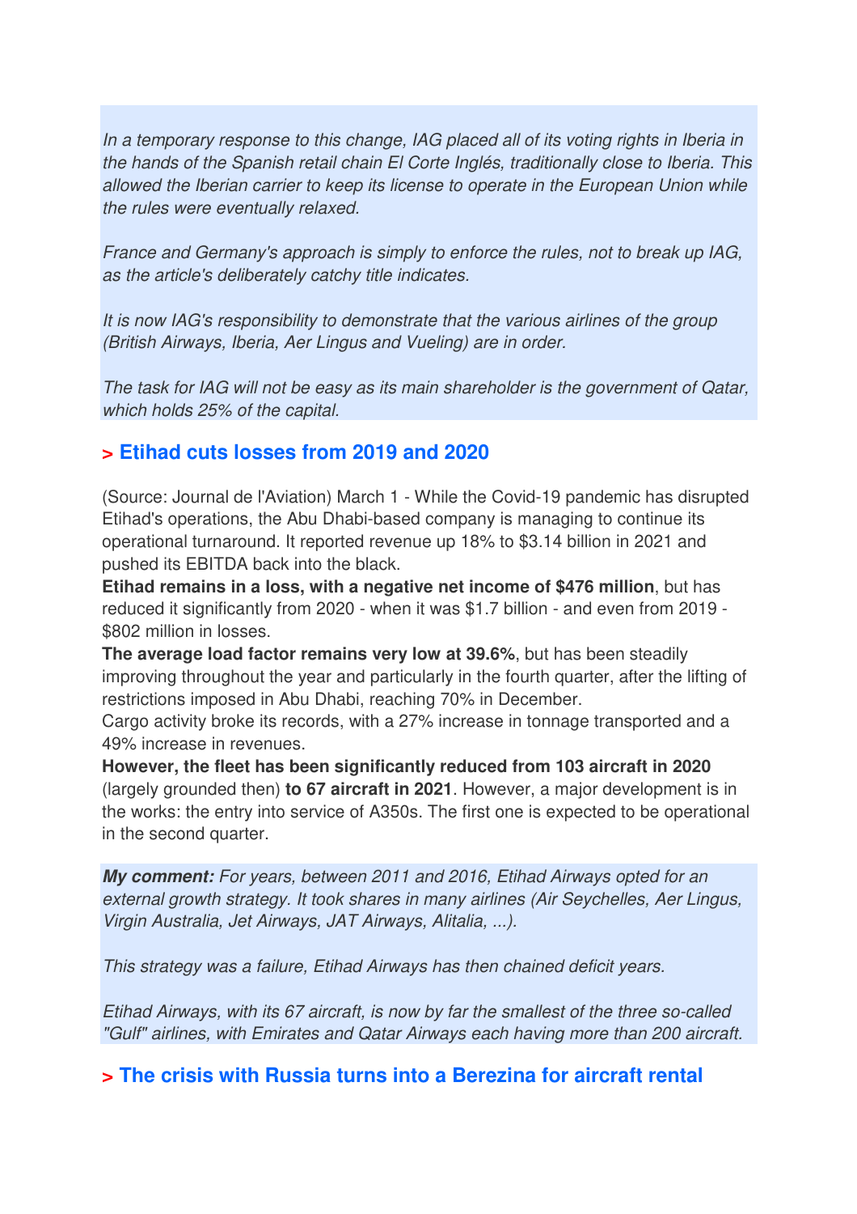*In a temporary response to this change, IAG placed all of its voting rights in Iberia in the hands of the Spanish retail chain El Corte Inglés, traditionally close to Iberia. This allowed the Iberian carrier to keep its license to operate in the European Union while the rules were eventually relaxed.*

*France and Germany's approach is simply to enforce the rules, not to break up IAG, as the article's deliberately catchy title indicates.*

*It is now IAG's responsibility to demonstrate that the various airlines of the group (British Airways, Iberia, Aer Lingus and Vueling) are in order.*

*The task for IAG will not be easy as its main shareholder is the government of Qatar, which holds 25% of the capital.*

## > Etihad cuts losses from 2019 and 2020

(Source: Journal de l'Aviation) March 1 - While the Covid-19 pandemic has disrupted Etihad's operations, the Abu Dhabi-based company is managing to continue its operational turnaround. It reported revenue up 18% to $3.14 billion in 2021 and pushed its EBITDA back into the black.

**Etihad remains in a loss, with a negative net income of $476 million**, but has reduced it significantly from 2020 - when it was $1.7 billion - and even from 2019 - $802 million in losses.

**The average load factor remains very low at 39.6%**, but has been steadily improving throughout the year and particularly in the fourth quarter, after the lifting of restrictions imposed in Abu Dhabi, reaching 70% in December.

Cargo activity broke its records, with a 27% increase in tonnage transported and a 49% increase in revenues.

**However, the fleet has been significantly reduced from 103 aircraft in 2020** (largely grounded then) **to 67 aircraft in 2021**. However, a major development is in the works: the entry into service of A350s. The first one is expected to be operational in the second quarter.

***My comment:*** *For years, between 2011 and 2016, Etihad Airways opted for an external growth strategy. It took shares in many airlines (Air Seychelles, Aer Lingus, Virgin Australia, Jet Airways, JAT Airways, Alitalia, ...).*

*This strategy was a failure, Etihad Airways has then chained deficit years.*

*Etihad Airways, with its 67 aircraft, is now by far the smallest of the three so-called "Gulf" airlines, with Emirates and Qatar Airways each having more than 200 aircraft.*

## > The crisis with Russia turns into a Berezina for aircraft rental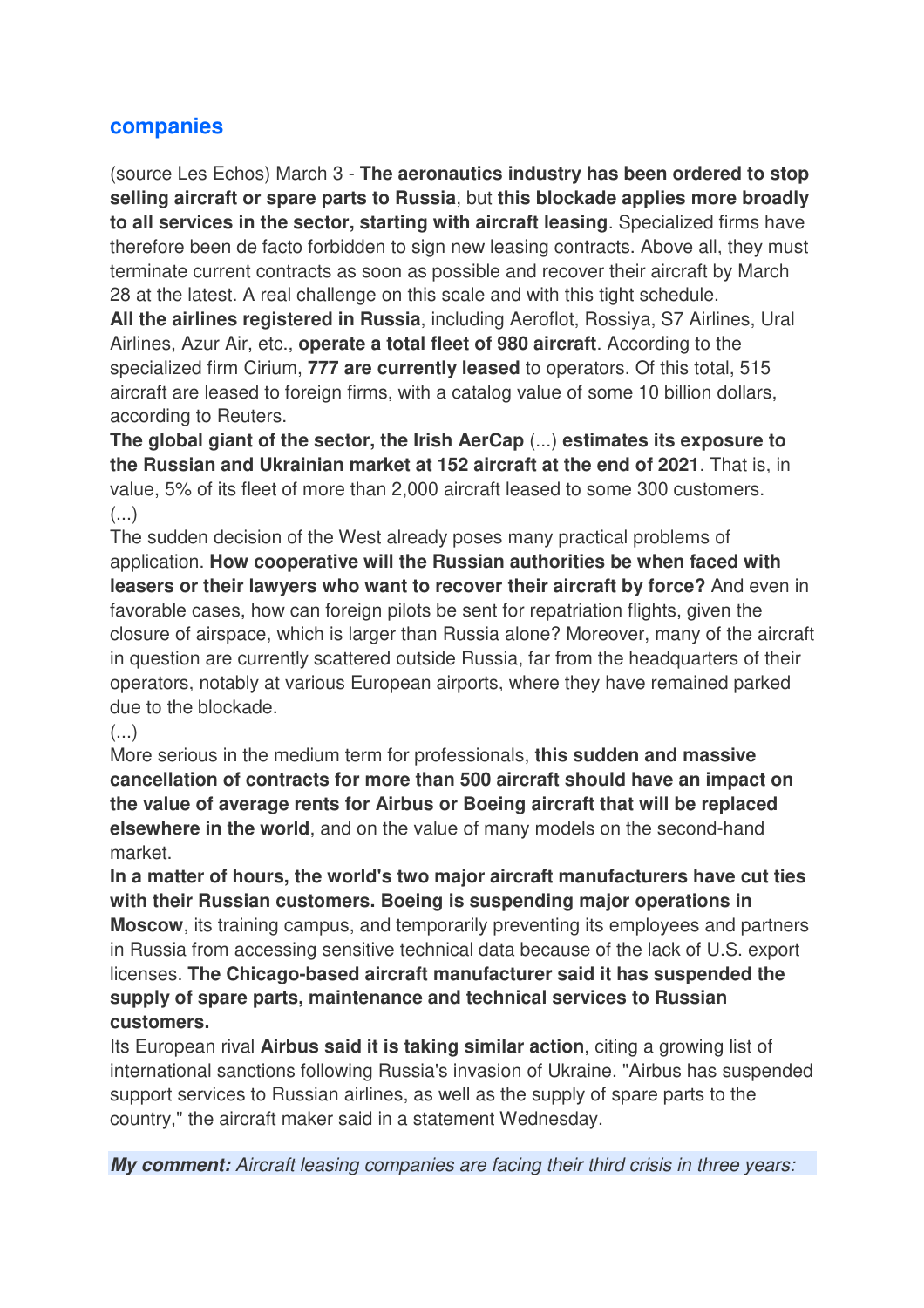## companies

(source Les Echos) March 3 - **The aeronautics industry has been ordered to stop selling aircraft or spare parts to Russia**, but **this blockade applies more broadly to all services in the sector, starting with aircraft leasing**. Specialized firms have therefore been de facto forbidden to sign new leasing contracts. Above all, they must terminate current contracts as soon as possible and recover their aircraft by March 28 at the latest. A real challenge on this scale and with this tight schedule.

**All the airlines registered in Russia**, including Aeroflot, Rossiya, S7 Airlines, Ural Airlines, Azur Air, etc., **operate a total fleet of 980 aircraft**. According to the specialized firm Cirium, **777 are currently leased** to operators. Of this total, 515 aircraft are leased to foreign firms, with a catalog value of some 10 billion dollars, according to Reuters.

**The global giant of the sector, the Irish AerCap** (...) **estimates its exposure to the Russian and Ukrainian market at 152 aircraft at the end of 2021**. That is, in value, 5% of its fleet of more than 2,000 aircraft leased to some 300 customers.

(...)

The sudden decision of the West already poses many practical problems of application. **How cooperative will the Russian authorities be when faced with leasers or their lawyers who want to recover their aircraft by force?** And even in favorable cases, how can foreign pilots be sent for repatriation flights, given the closure of airspace, which is larger than Russia alone? Moreover, many of the aircraft in question are currently scattered outside Russia, far from the headquarters of their operators, notably at various European airports, where they have remained parked due to the blockade.

(...)

More serious in the medium term for professionals, **this sudden and massive cancellation of contracts for more than 500 aircraft should have an impact on the value of average rents for Airbus or Boeing aircraft that will be replaced elsewhere in the world**, and on the value of many models on the second-hand market.

**In a matter of hours, the world's two major aircraft manufacturers have cut ties with their Russian customers. Boeing is suspending major operations in Moscow**, its training campus, and temporarily preventing its employees and partners in Russia from accessing sensitive technical data because of the lack of U.S. export licenses. **The Chicago-based aircraft manufacturer said it has suspended the supply of spare parts, maintenance and technical services to Russian customers.**

Its European rival **Airbus said it is taking similar action**, citing a growing list of international sanctions following Russia's invasion of Ukraine. "Airbus has suspended support services to Russian airlines, as well as the supply of spare parts to the country," the aircraft maker said in a statement Wednesday.

***My comment:*** *Aircraft leasing companies are facing their third crisis in three years:*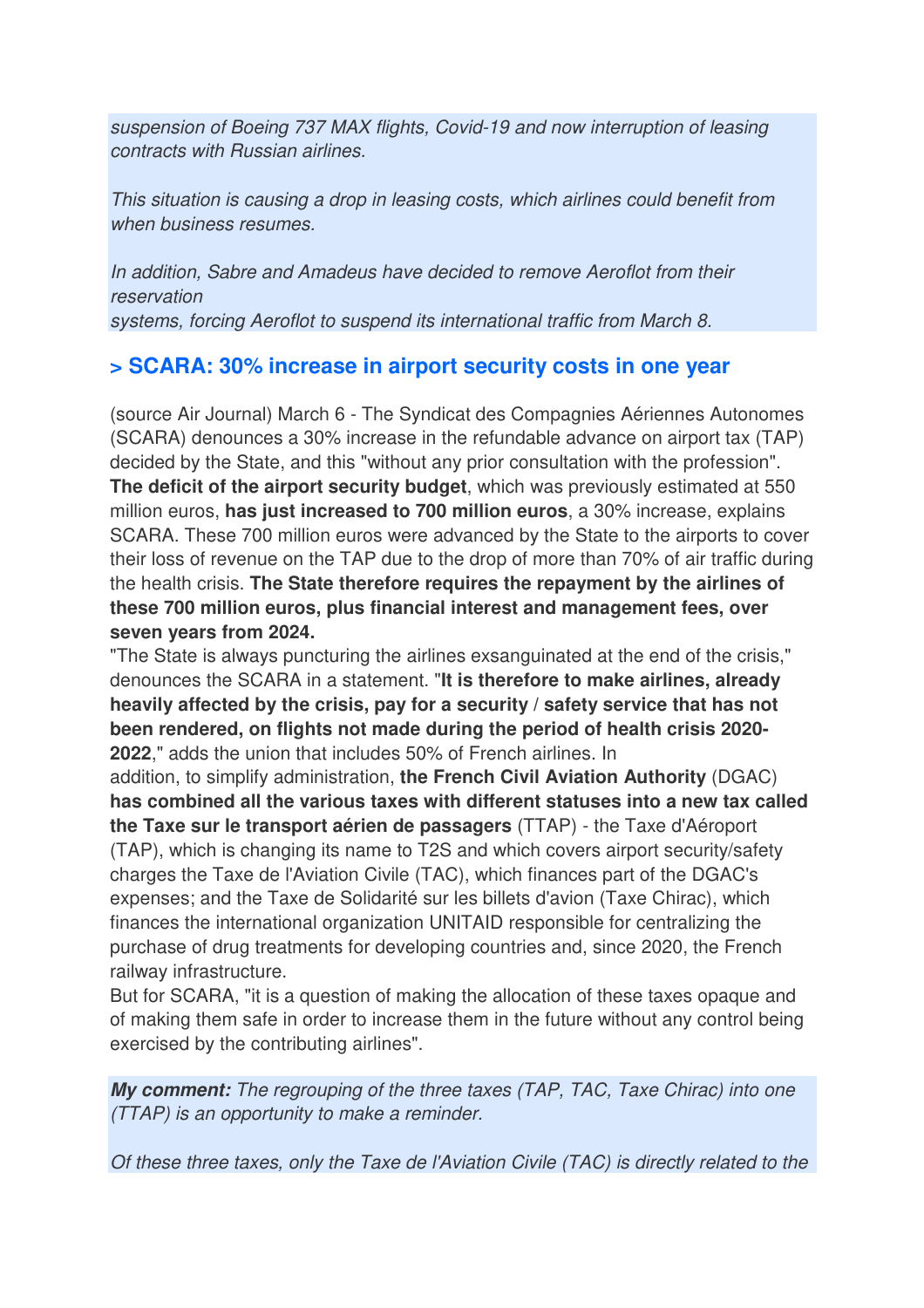*suspension of Boeing 737 MAX flights, Covid-19 and now interruption of leasing contracts with Russian airlines.*

*This situation is causing a drop in leasing costs, which airlines could benefit from when business resumes.*

*In addition, Sabre and Amadeus have decided to remove Aeroflot from their reservation systems, forcing Aeroflot to suspend its international traffic from March 8.*

## > SCARA: 30% increase in airport security costs in one year

(source Air Journal) March 6 - The Syndicat des Compagnies Aériennes Autonomes (SCARA) denounces a 30% increase in the refundable advance on airport tax (TAP) decided by the State, and this "without any prior consultation with the profession". **The deficit of the airport security budget**, which was previously estimated at 550 million euros, **has just increased to 700 million euros**, a 30% increase, explains SCARA. These 700 million euros were advanced by the State to the airports to cover their loss of revenue on the TAP due to the drop of more than 70% of air traffic during the health crisis. **The State therefore requires the repayment by the airlines of these 700 million euros, plus financial interest and management fees, over seven years from 2024.**

"The State is always puncturing the airlines exsanguinated at the end of the crisis," denounces the SCARA in a statement. "**It is therefore to make airlines, already heavily affected by the crisis, pay for a security / safety service that has not been rendered, on flights not made during the period of health crisis 2020-2022**," adds the union that includes 50% of French airlines. In addition, to simplify administration, **the French Civil Aviation Authority** (DGAC) **has combined all the various taxes with different statuses into a new tax called the Taxe sur le transport aérien de passagers** (TTAP) - the Taxe d'Aéroport (TAP), which is changing its name to T2S and which covers airport security/safety charges the Taxe de l'Aviation Civile (TAC), which finances part of the DGAC's expenses; and the Taxe de Solidarité sur les billets d'avion (Taxe Chirac), which finances the international organization UNITAID responsible for centralizing the purchase of drug treatments for developing countries and, since 2020, the French railway infrastructure.

But for SCARA, "it is a question of making the allocation of these taxes opaque and of making them safe in order to increase them in the future without any control being exercised by the contributing airlines".

***My comment:*** *The regrouping of the three taxes (TAP, TAC, Taxe Chirac) into one (TTAP) is an opportunity to make a reminder.*

*Of these three taxes, only the Taxe de l'Aviation Civile (TAC) is directly related to the*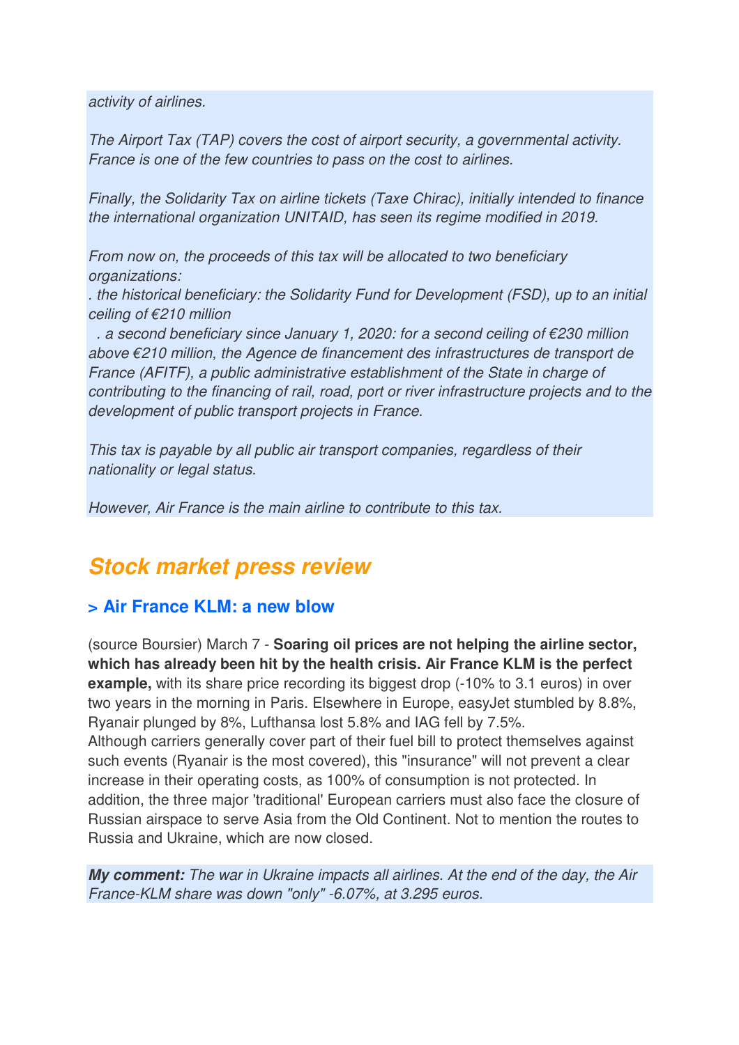*activity of airlines.*

*The Airport Tax (TAP) covers the cost of airport security, a governmental activity. France is one of the few countries to pass on the cost to airlines.*

*Finally, the Solidarity Tax on airline tickets (Taxe Chirac), initially intended to finance the international organization UNITAID, has seen its regime modified in 2019.*

*From now on, the proceeds of this tax will be allocated to two beneficiary organizations:*
*. the historical beneficiary: the Solidarity Fund for Development (FSD), up to an initial ceiling of €210 million*
*. a second beneficiary since January 1, 2020: for a second ceiling of €230 million above €210 million, the Agence de financement des infrastructures de transport de France (AFITF), a public administrative establishment of the State in charge of contributing to the financing of rail, road, port or river infrastructure projects and to the development of public transport projects in France.*

*This tax is payable by all public air transport companies, regardless of their nationality or legal status.*

*However, Air France is the main airline to contribute to this tax.*

## *Stock market press review*

### > Air France KLM: a new blow

(source Boursier) March 7 - **Soaring oil prices are not helping the airline sector, which has already been hit by the health crisis. Air France KLM is the perfect example,** with its share price recording its biggest drop (-10% to 3.1 euros) in over two years in the morning in Paris. Elsewhere in Europe, easyJet stumbled by 8.8%, Ryanair plunged by 8%, Lufthansa lost 5.8% and IAG fell by 7.5%.
Although carriers generally cover part of their fuel bill to protect themselves against such events (Ryanair is the most covered), this "insurance" will not prevent a clear increase in their operating costs, as 100% of consumption is not protected. In addition, the three major 'traditional' European carriers must also face the closure of Russian airspace to serve Asia from the Old Continent. Not to mention the routes to Russia and Ukraine, which are now closed.

***My comment:*** *The war in Ukraine impacts all airlines. At the end of the day, the Air France-KLM share was down "only" -6.07%, at 3.295 euros.*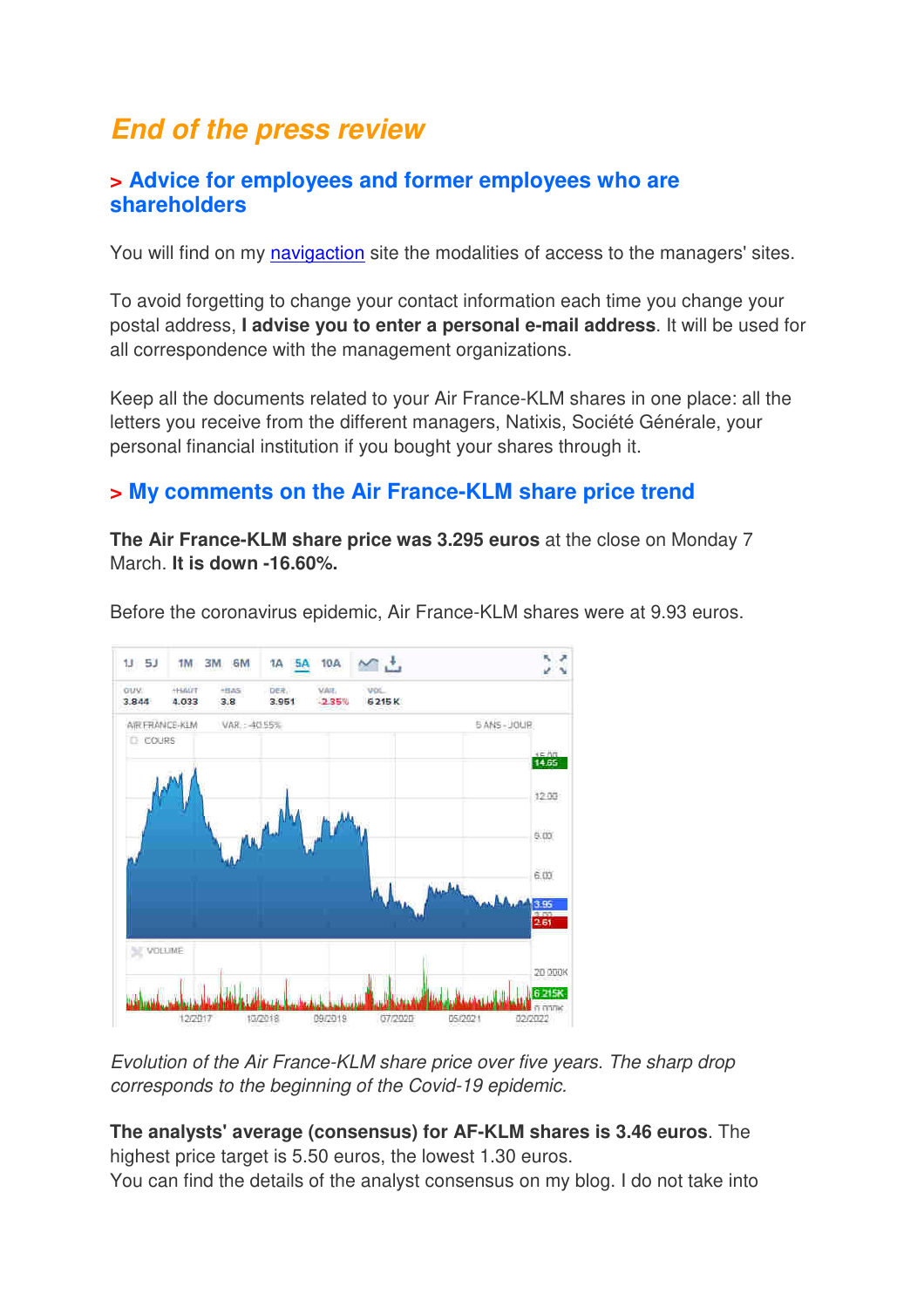# End of the press review

## > Advice for employees and former employees who are shareholders

You will find on my navigaction site the modalities of access to the managers' sites.

To avoid forgetting to change your contact information each time you change your postal address, **I advise you to enter a personal e-mail address**. It will be used for all correspondence with the management organizations.

Keep all the documents related to your Air France-KLM shares in one place: all the letters you receive from the different managers, Natixis, Société Générale, your personal financial institution if you bought your shares through it.

## > My comments on the Air France-KLM share price trend

**The Air France-KLM share price was 3.295 euros** at the close on Monday 7 March. **It is down -16.60%.**

Before the coronavirus epidemic, Air France-KLM shares were at 9.93 euros.

*Evolution of the Air France-KLM share price over five years. The sharp drop corresponds to the beginning of the Covid-19 epidemic.*

**The analysts' average (consensus) for AF-KLM shares is 3.46 euros**. The highest price target is 5.50 euros, the lowest 1.30 euros.
You can find the details of the analyst consensus on my blog. I do not take into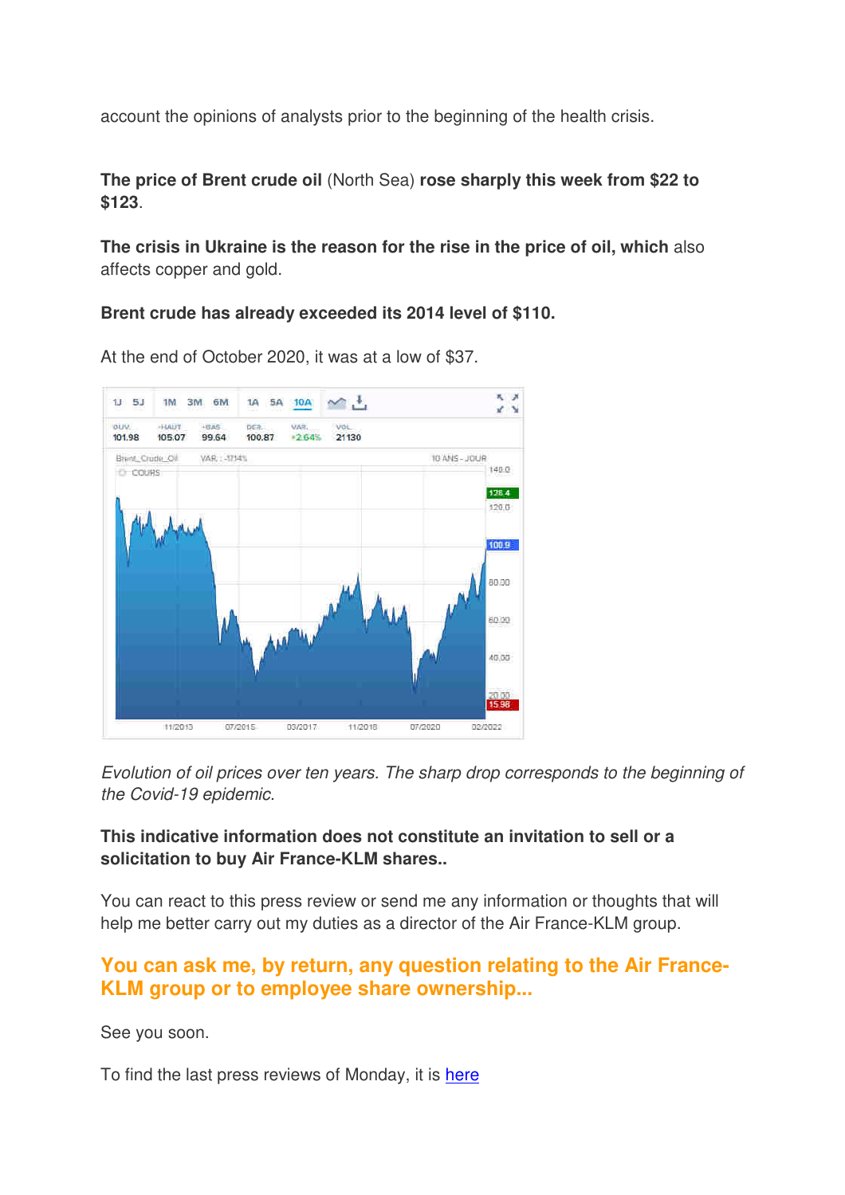account the opinions of analysts prior to the beginning of the health crisis.

**The price of Brent crude oil** (North Sea) **rose sharply this week from $22 to $123**.

**The crisis in Ukraine is the reason for the rise in the price of oil, which** also affects copper and gold.

**Brent crude has already exceeded its 2014 level of $110.**

At the end of October 2020, it was at a low of $37.

*Evolution of oil prices over ten years. The sharp drop corresponds to the beginning of the Covid-19 epidemic.*

**This indicative information does not constitute an invitation to sell or a solicitation to buy Air France-KLM shares..**

You can react to this press review or send me any information or thoughts that will help me better carry out my duties as a director of the Air France-KLM group.

## You can ask me, by return, any question relating to the Air France-KLM group or to employee share ownership...

See you soon.

To find the last press reviews of Monday, it is [here]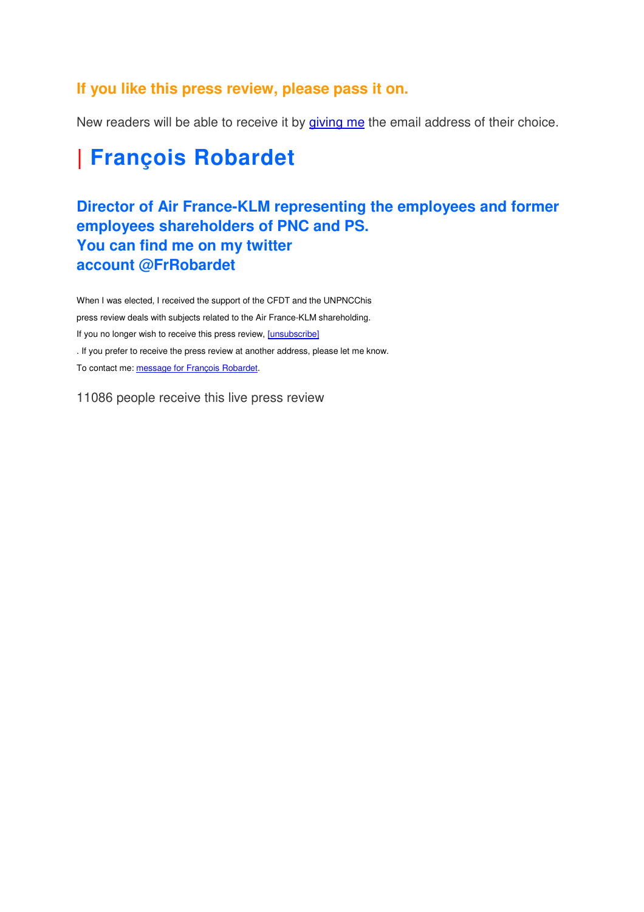## If you like this press review, please pass it on.

New readers will be able to receive it by [giving me] the email address of their choice.

# | François Robardet

### Director of Air France-KLM representing the employees and former employees shareholders of PNC and PS.
### You can find me on my twitter account @FrRobardet

When I was elected, I received the support of the CFDT and the UNPNCChis press review deals with subjects related to the Air France-KLM shareholding.

If you no longer wish to receive this press review, [unsubscribe]

. If you prefer to receive the press review at another address, please let me know.

To contact me: message for François Robardet.

11086 people receive this live press review